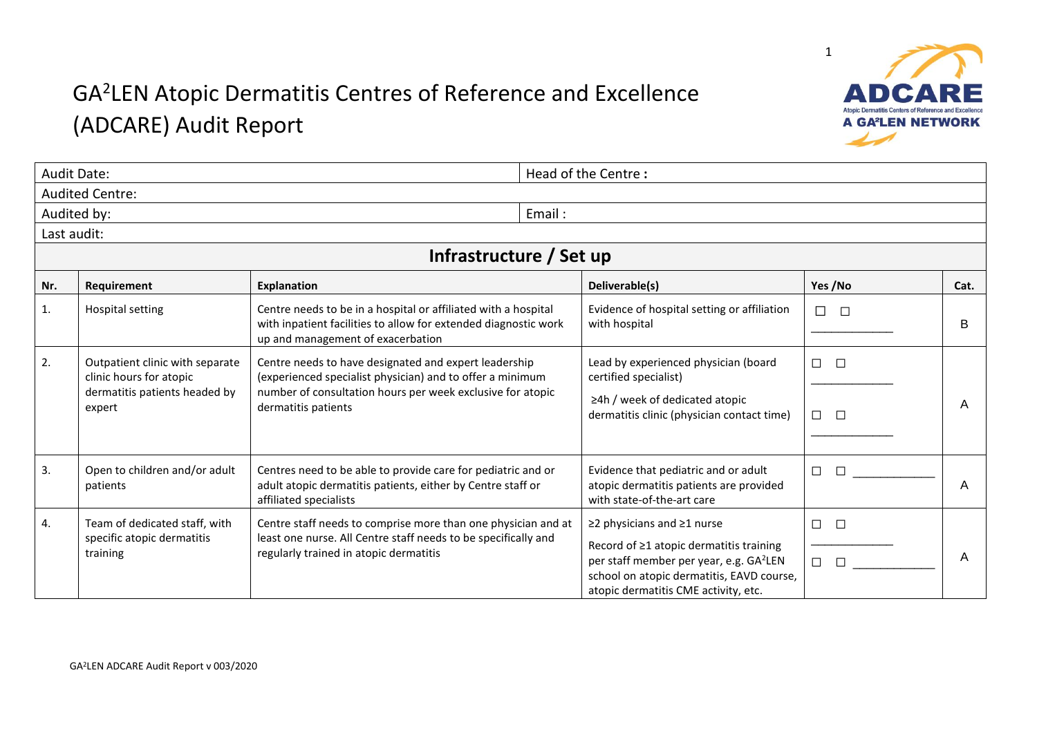# GA$^2$LEN Atopic Dermatitis Centres of Reference and Excellence (ADCARE) Audit Report

| Audit Date: | Head of the Centre : |
|---|---|
| Audited Centre: | |
| Audited by: | Email : |
| Last audit: | |

## Infrastructure / Set up

| Nr. | Requirement | Explanation | Deliverable(s) | Yes /No | Cat. |
|---|---|---|---|---|---|
| 1. | Hospital setting | Centre needs to be in a hospital or affiliated with a hospital with inpatient facilities to allow for extended diagnostic work up and management of exacerbation | Evidence of hospital setting or affiliation with hospital | ☐ ☐ ____________ | B |
| 2. | Outpatient clinic with separate clinic hours for atopic dermatitis patients headed by expert | Centre needs to have designated and expert leadership (experienced specialist physician) and to offer a minimum number of consultation hours per week exclusive for atopic dermatitis patients | Lead by experienced physician (board certified specialist)<br><br>≥4h / week of dedicated atopic dermatitis clinic (physician contact time) | ☐ ☐ ____________<br><br>☐ ☐ ____________ | A |
| 3. | Open to children and/or adult patients | Centres need to be able to provide care for pediatric and or adult atopic dermatitis patients, either by Centre staff or affiliated specialists | Evidence that pediatric and or adult atopic dermatitis patients are provided with state-of-the-art care | ☐ ☐ ____________ | A |
| 4. | Team of dedicated staff, with specific atopic dermatitis training | Centre staff needs to comprise more than one physician and at least one nurse. All Centre staff needs to be specifically and regularly trained in atopic dermatitis | ≥2 physicians and ≥1 nurse<br><br>Record of ≥1 atopic dermatitis training per staff member per year, e.g. GA$^2$LEN school on atopic dermatitis, EAVD course, atopic dermatitis CME activity, etc. | ☐ ☐ ____________<br><br>☐ ☐ ____________ | A |

GA$^2$LEN ADCARE Audit Report v 003/2020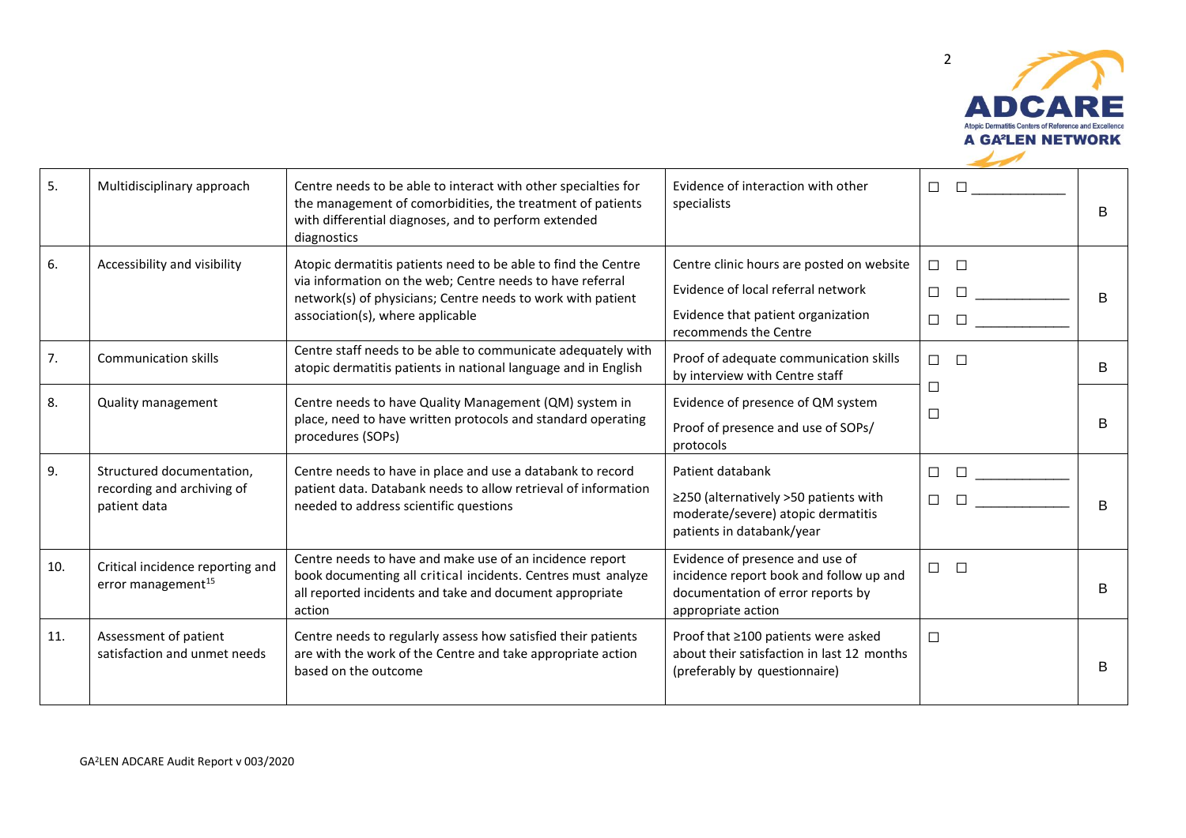| 5. | Multidisciplinary approach | Centre needs to be able to interact with other specialties for the management of comorbidities, the treatment of patients with differential diagnoses, and to perform extended diagnostics | Evidence of interaction with other specialists | ☐ ☐ ____________ | B |
|---|---|---|---|---|---|
| 6. | Accessibility and visibility | Atopic dermatitis patients need to be able to find the Centre via information on the web; Centre needs to have referral network(s) of physicians; Centre needs to work with patient association(s), where applicable | Centre clinic hours are posted on website<br>Evidence of local referral network<br>Evidence that patient organization recommends the Centre | ☐ ☐<br>☐ ☐ ____________<br>☐ ☐ ____________ | B |
| 7. | Communication skills | Centre staff needs to be able to communicate adequately with atopic dermatitis patients in national language and in English | Proof of adequate communication skills by interview with Centre staff | ☐ ☐ | B |
| 8. | Quality management | Centre needs to have Quality Management (QM) system in place, need to have written protocols and standard operating procedures (SOPs) | Evidence of presence of QM system<br>Proof of presence and use of SOPs/ protocols | ☐<br>☐ | B |
| 9. | Structured documentation, recording and archiving of patient data | Centre needs to have in place and use a databank to record patient data. Databank needs to allow retrieval of information needed to address scientific questions | Patient databank<br>≥250 (alternatively >50 patients with moderate/severe) atopic dermatitis patients in databank/year | ☐ ☐ ____________<br>☐ ☐ ____________ | B |
| 10. | Critical incidence reporting and error management[15] | Centre needs to have and make use of an incidence report book documenting all critical incidents. Centres must analyze all reported incidents and take and document appropriate action | Evidence of presence and use of incidence report book and follow up and documentation of error reports by appropriate action | ☐ ☐ | B |
| 11. | Assessment of patient satisfaction and unmet needs | Centre needs to regularly assess how satisfied their patients are with the work of the Centre and take appropriate action based on the outcome | Proof that ≥100 patients were asked about their satisfaction in last 12 months (preferably by questionnaire) | ☐ | B |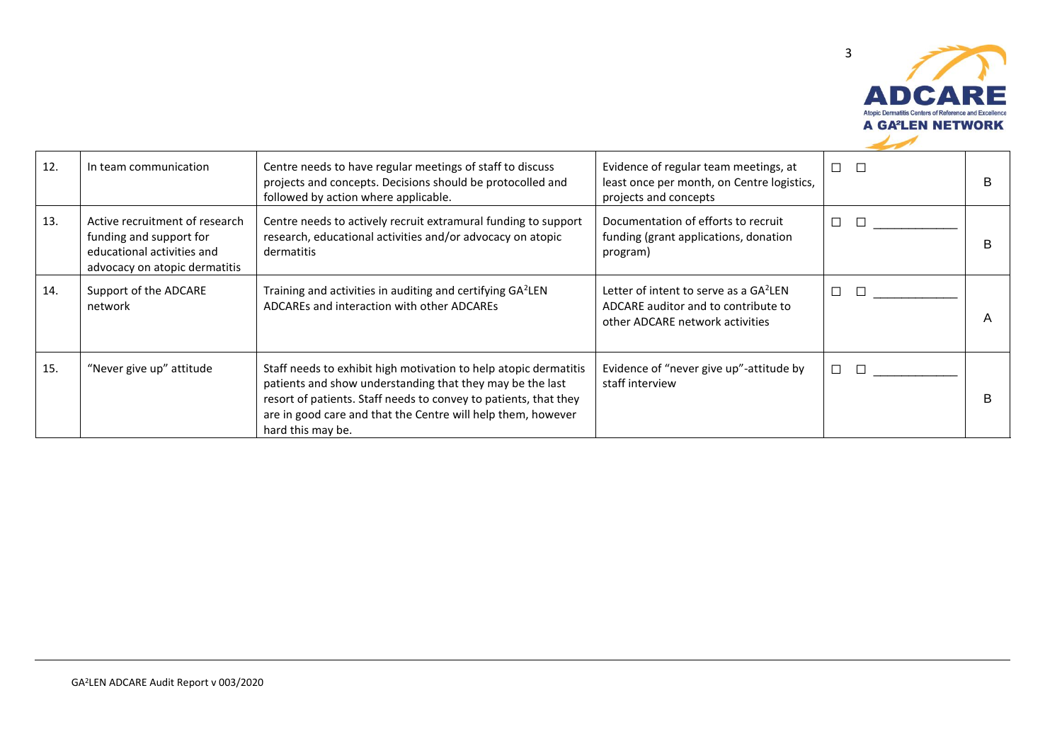| 12. | In team communication | Centre needs to have regular meetings of staff to discuss projects and concepts. Decisions should be protocolled and followed by action where applicable. | Evidence of regular team meetings, at least once per month, on Centre logistics, projects and concepts | ☐ ☐ | B |
|---|---|---|---|---|---|
| 13. | Active recruitment of research funding and support for educational activities and advocacy on atopic dermatitis | Centre needs to actively recruit extramural funding to support research, educational activities and/or advocacy on atopic dermatitis | Documentation of efforts to recruit funding (grant applications, donation program) | ☐ ☐ ____________ | B |
| 14. | Support of the ADCARE network | Training and activities in auditing and certifying GA²LEN ADCAREs and interaction with other ADCAREs | Letter of intent to serve as a GA²LEN ADCARE auditor and to contribute to other ADCARE network activities | ☐ ☐ ____________ | A |
| 15. | "Never give up" attitude | Staff needs to exhibit high motivation to help atopic dermatitis patients and show understanding that they may be the last resort of patients. Staff needs to convey to patients, that they are in good care and that the Centre will help them, however hard this may be. | Evidence of "never give up"-attitude by staff interview | ☐ ☐ ____________ | B |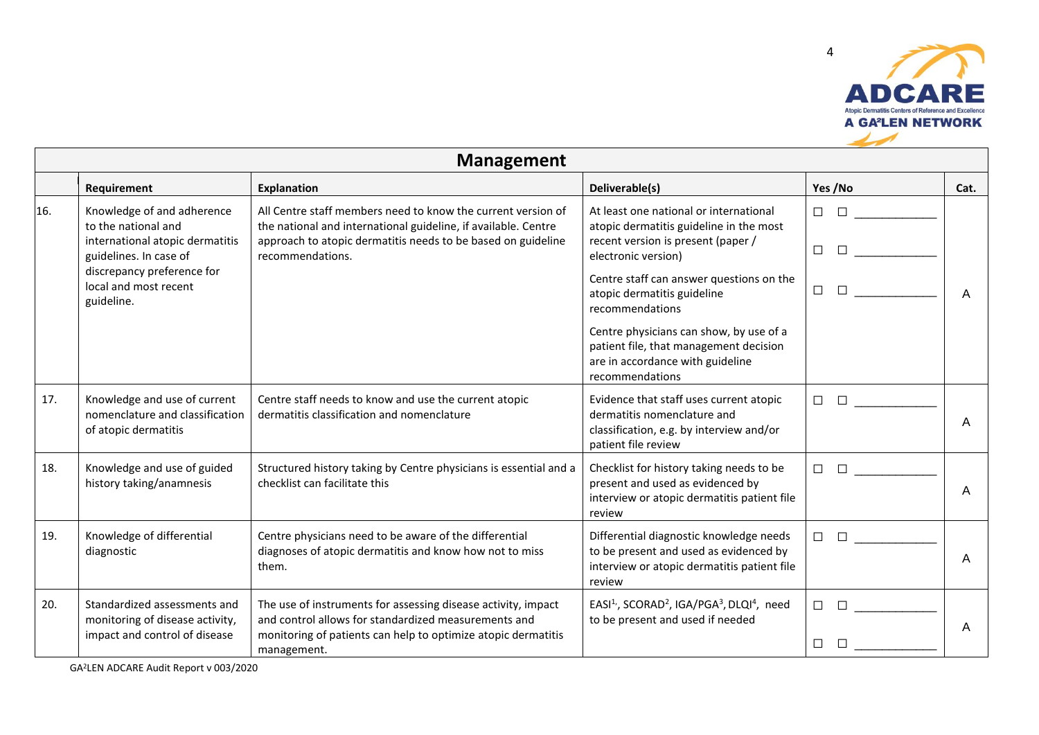| | Requirement | Explanation | Deliverable(s) | Yes /No | Cat. |
|---|---|---|---|---|---|
| | **Management** | | | | |
| 16. | Knowledge of and adherence to the national and international atopic dermatitis guidelines. In case of discrepancy preference for local and most recent guideline. | All Centre staff members need to know the current version of the national and international guideline, if available. Centre approach to atopic dermatitis needs to be based on guideline recommendations. | At least one national or international atopic dermatitis guideline in the most recent version is present (paper / electronic version)<br><br>Centre staff can answer questions on the atopic dermatitis guideline recommendations<br><br>Centre physicians can show, by use of a patient file, that management decision are in accordance with guideline recommendations | ☐ ☐ ____________<br><br>☐ ☐ ____________<br><br>☐ ☐ ____________ | A |
| 17. | Knowledge and use of current nomenclature and classification of atopic dermatitis | Centre staff needs to know and use the current atopic dermatitis classification and nomenclature | Evidence that staff uses current atopic dermatitis nomenclature and classification, e.g. by interview and/or patient file review | ☐ ☐ ____________ | A |
| 18. | Knowledge and use of guided history taking/anamnesis | Structured history taking by Centre physicians is essential and a checklist can facilitate this | Checklist for history taking needs to be present and used as evidenced by interview or atopic dermatitis patient file review | ☐ ☐ ____________ | A |
| 19. | Knowledge of differential diagnostic | Centre physicians need to be aware of the differential diagnoses of atopic dermatitis and know how not to miss them. | Differential diagnostic knowledge needs to be present and used as evidenced by interview or atopic dermatitis patient file review | ☐ ☐ ____________ | A |
| 20. | Standardized assessments and monitoring of disease activity, impact and control of disease | The use of instruments for assessing disease activity, impact and control allows for standardized measurements and monitoring of patients can help to optimize atopic dermatitis management. | EASI[1], SCORAD[2], IGA/PGA[3], DLQI[4], need to be present and used if needed | ☐ ☐ ____________<br><br>☐ ☐ ____________ | A |

GA²LEN ADCARE Audit Report v 003/2020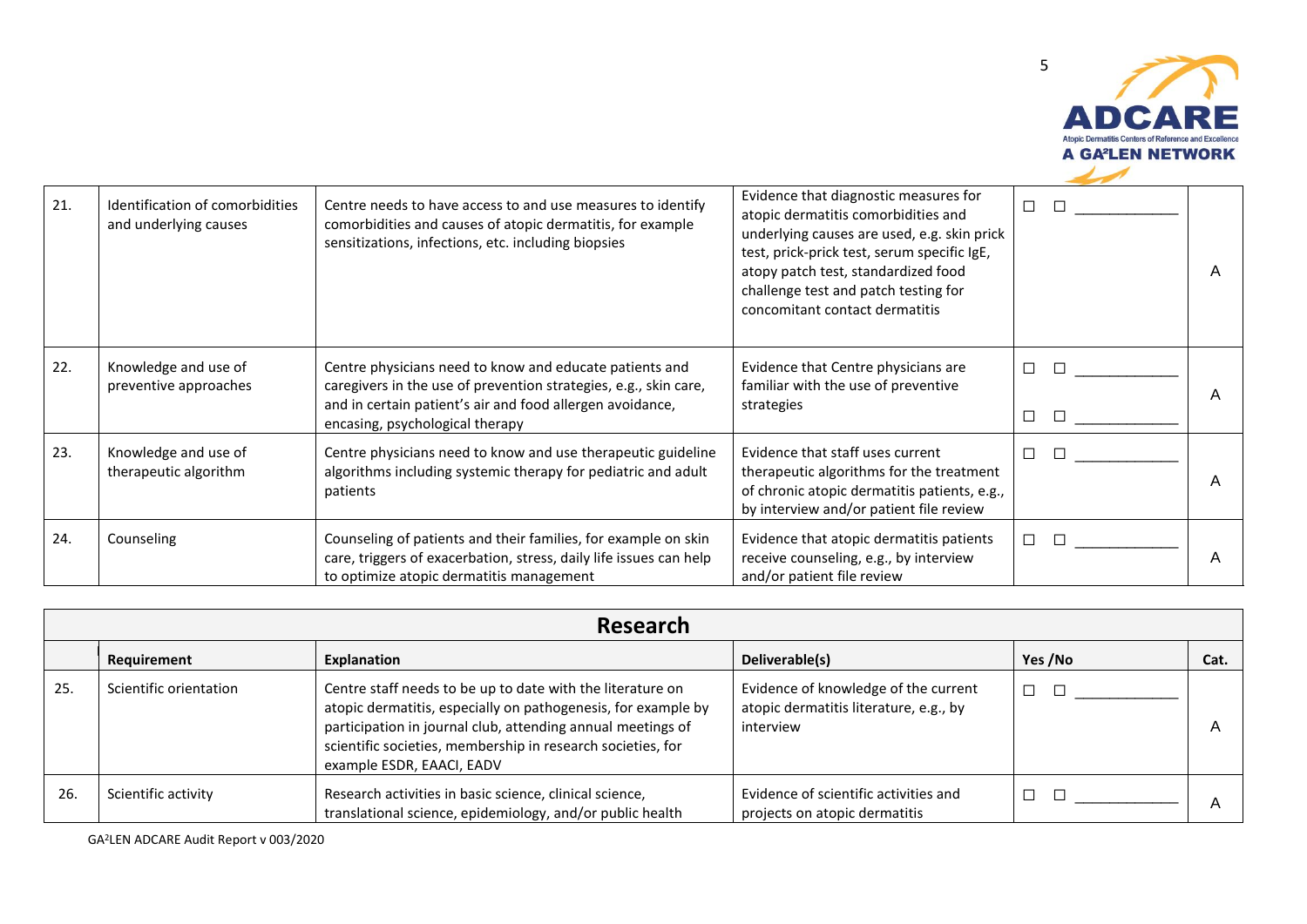| | | | | | |
|---|---|---|---|---|---|
| 21. | Identification of comorbidities and underlying causes | Centre needs to have access to and use measures to identify comorbidities and causes of atopic dermatitis, for example sensitizations, infections, etc. including biopsies | Evidence that diagnostic measures for atopic dermatitis comorbidities and underlying causes are used, e.g. skin prick test, prick-prick test, serum specific IgE, atopy patch test, standardized food challenge test and patch testing for concomitant contact dermatitis | ☐ ☐ ____________ | A |
| 22. | Knowledge and use of preventive approaches | Centre physicians need to know and educate patients and caregivers in the use of prevention strategies, e.g., skin care, and in certain patient's air and food allergen avoidance, encasing, psychological therapy | Evidence that Centre physicians are familiar with the use of preventive strategies | ☐ ☐ ____________ ☐ ☐ ____________ | A |
| 23. | Knowledge and use of therapeutic algorithm | Centre physicians need to know and use therapeutic guideline algorithms including systemic therapy for pediatric and adult patients | Evidence that staff uses current therapeutic algorithms for the treatment of chronic atopic dermatitis patients, e.g., by interview and/or patient file review | ☐ ☐ ____________ | A |
| 24. | Counseling | Counseling of patients and their families, for example on skin care, triggers of exacerbation, stress, daily life issues can help to optimize atopic dermatitis management | Evidence that atopic dermatitis patients receive counseling, e.g., by interview and/or patient file review | ☐ ☐ ____________ | A |

## Research

| | Requirement | Explanation | Deliverable(s) | Yes /No | Cat. |
|---|---|---|---|---|---|
| 25. | Scientific orientation | Centre staff needs to be up to date with the literature on atopic dermatitis, especially on pathogenesis, for example by participation in journal club, attending annual meetings of scientific societies, membership in research societies, for example ESDR, EAACI, EADV | Evidence of knowledge of the current atopic dermatitis literature, e.g., by interview | ☐ ☐ ____________ | A |
| 26. | Scientific activity | Research activities in basic science, clinical science, translational science, epidemiology, and/or public health | Evidence of scientific activities and projects on atopic dermatitis | ☐ ☐ ____________ | A |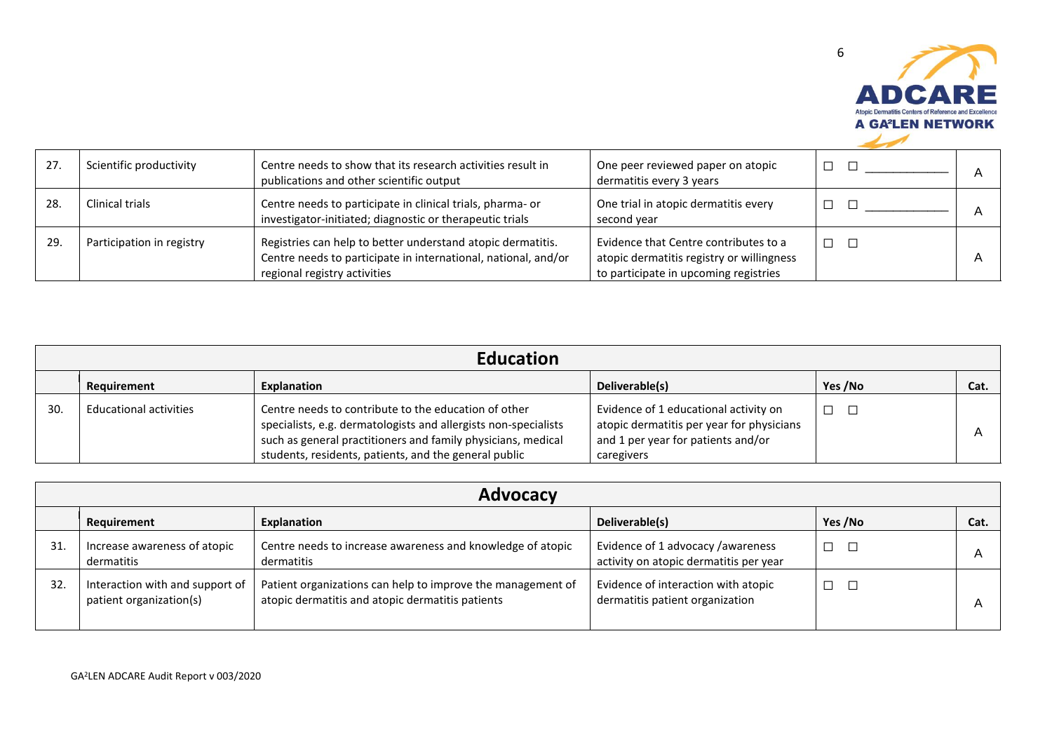| | | | | | |
|---|---|---|---|---|---|
| 27. | Scientific productivity | Centre needs to show that its research activities result in publications and other scientific output | One peer reviewed paper on atopic dermatitis every 3 years | ☐ ☐ ____________ | A |
| 28. | Clinical trials | Centre needs to participate in clinical trials, pharma- or investigator-initiated; diagnostic or therapeutic trials | One trial in atopic dermatitis every second year | ☐ ☐ ____________ | A |
| 29. | Participation in registry | Registries can help to better understand atopic dermatitis. Centre needs to participate in international, national, and/or regional registry activities | Evidence that Centre contributes to a atopic dermatitis registry or willingness to participate in upcoming registries | ☐ ☐ | A |

## Education

| | Requirement | Explanation | Deliverable(s) | Yes /No | Cat. |
|---|---|---|---|---|---|
| 30. | Educational activities | Centre needs to contribute to the education of other specialists, e.g. dermatologists and allergists non-specialists such as general practitioners and family physicians, medical students, residents, patients, and the general public | Evidence of 1 educational activity on atopic dermatitis per year for physicians and 1 per year for patients and/or caregivers | ☐ ☐ | A |

## Advocacy

| | Requirement | Explanation | Deliverable(s) | Yes /No | Cat. |
|---|---|---|---|---|---|
| 31. | Increase awareness of atopic dermatitis | Centre needs to increase awareness and knowledge of atopic dermatitis | Evidence of 1 advocacy /awareness activity on atopic dermatitis per year | ☐ ☐ | A |
| 32. | Interaction with and support of patient organization(s) | Patient organizations can help to improve the management of atopic dermatitis and atopic dermatitis patients | Evidence of interaction with atopic dermatitis patient organization | ☐ ☐ | A |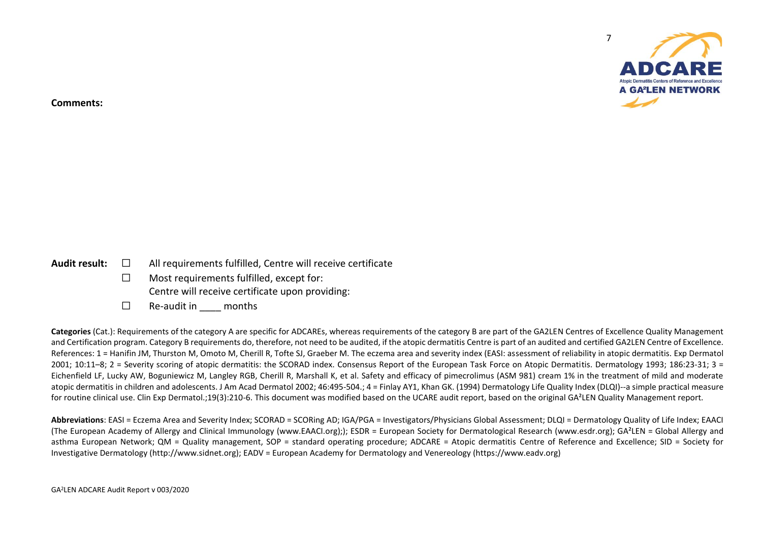**Comments:**

**Audit result:**

- ☐ All requirements fulfilled, Centre will receive certificate
- ☐ Most requirements fulfilled, except for:
  Centre will receive certificate upon providing:
- ☐ Re-audit in ____ months

**Categories** (Cat.): Requirements of the category A are specific for ADCAREs, whereas requirements of the category B are part of the GA2LEN Centres of Excellence Quality Management and Certification program. Category B requirements do, therefore, not need to be audited, if the atopic dermatitis Centre is part of an audited and certified GA2LEN Centre of Excellence. References: 1 = Hanifin JM, Thurston M, Omoto M, Cherill R, Tofte SJ, Graeber M. The eczema area and severity index (EASI: assessment of reliability in atopic dermatitis. Exp Dermatol 2001; 10:11–8; 2 = Severity scoring of atopic dermatitis: the SCORAD index. Consensus Report of the European Task Force on Atopic Dermatitis. Dermatology 1993; 186:23-31; 3 = Eichenfield LF, Lucky AW, Boguniewicz M, Langley RGB, Cherill R, Marshall K, et al. Safety and efficacy of pimecrolimus (ASM 981) cream 1% in the treatment of mild and moderate atopic dermatitis in children and adolescents. J Am Acad Dermatol 2002; 46:495-504.; 4 = Finlay AY1, Khan GK. (1994) Dermatology Life Quality Index (DLQI)--a simple practical measure for routine clinical use. Clin Exp Dermatol.;19(3):210-6. This document was modified based on the UCARE audit report, based on the original GA²LEN Quality Management report.

**Abbreviations**: EASI = Eczema Area and Severity Index; SCORAD = SCORing AD; IGA/PGA = Investigators/Physicians Global Assessment; DLQI = Dermatology Quality of Life Index; EAACI (The European Academy of Allergy and Clinical Immunology (www.EAACI.org);); ESDR = European Society for Dermatological Research (www.esdr.org); GA²LEN = Global Allergy and asthma European Network; QM = Quality management, SOP = standard operating procedure; ADCARE = Atopic dermatitis Centre of Reference and Excellence; SID = Society for Investigative Dermatology (http://www.sidnet.org); EADV = European Academy for Dermatology and Venereology (https://www.eadv.org)